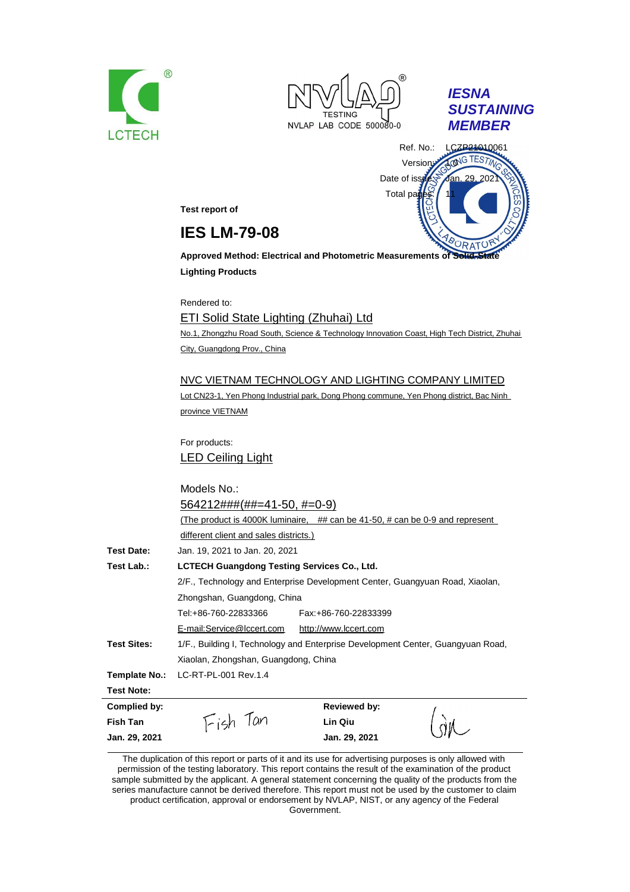LCTECH

NVLAP TESTING
NVLAP LAB CODE 500080-0

***IESNA SUSTAINING MEMBER***

Ref. No.: LCZP21010061
Version: 1.0
Date of issue: Jan. 29, 2021
Total pages: 11

**Test report of**

# IES LM-79-08

**Approved Method: Electrical and Photometric Measurements of Solid State Lighting Products**

Rendered to:

ETI Solid State Lighting (Zhuhai) Ltd

No.1, Zhongzhu Road South, Science & Technology Innovation Coast, High Tech District, Zhuhai City, Guangdong Prov., China

NVC VIETNAM TECHNOLOGY AND LIGHTING COMPANY LIMITED

Lot CN23-1, Yen Phong Industrial park, Dong Phong commune, Yen Phong district, Bac Ninh province VIETNAM

For products:

LED Ceiling Light

Models No.:

564212###(##=41-50, #=0-9)

(The product is 4000K luminaire, ## can be 41-50, # can be 0-9 and represent different client and sales districts.)

**Test Date:** Jan. 19, 2021 to Jan. 20, 2021

**Test Lab.:** **LCTECH Guangdong Testing Services Co., Ltd.**
2/F., Technology and Enterprise Development Center, Guangyuan Road, Xiaolan, Zhongshan, Guangdong, China
Tel:+86-760-22833366 Fax:+86-760-22833399
E-mail:Service@lccert.com http://www.lccert.com

**Test Sites:** 1/F., Building I, Technology and Enterprise Development Center, Guangyuan Road, Xiaolan, Zhongshan, Guangdong, China

**Template No.:** LC-RT-PL-001 Rev.1.4

**Test Note:**

| **Complied by:** | | **Reviewed by:** | |
|---|---|---|---|
| **Fish Tan** | Fish Tan | **Lin Qiu** | Qiu |
| **Jan. 29, 2021** | | **Jan. 29, 2021** | |

The duplication of this report or parts of it and its use for advertising purposes is only allowed with permission of the testing laboratory. This report contains the result of the examination of the product sample submitted by the applicant. A general statement concerning the quality of the products from the series manufacture cannot be derived therefore. This report must not be used by the customer to claim product certification, approval or endorsement by NVLAP, NIST, or any agency of the Federal Government.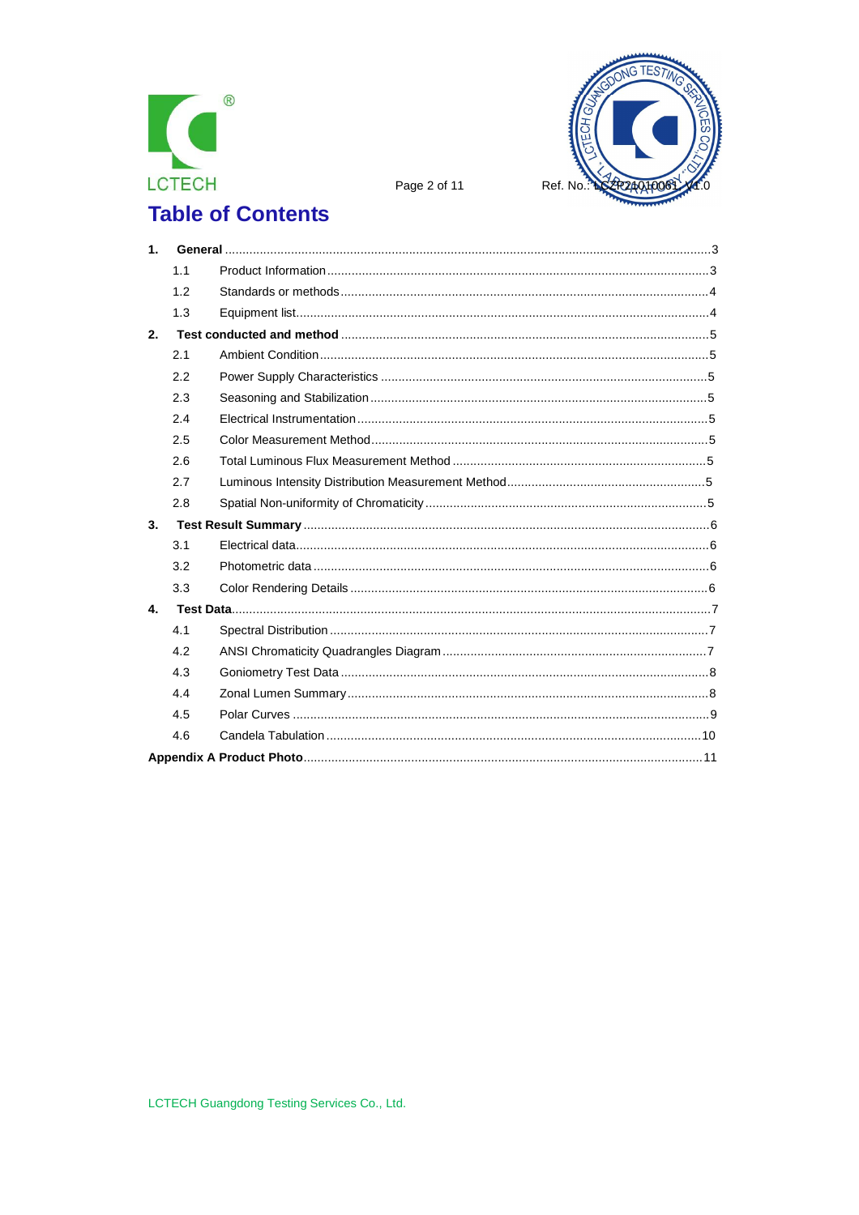# Table of Contents

1. **General** ........................................ 3
   - 1.1 Product Information ........................................ 3
   - 1.2 Standards or methods ........................................ 4
   - 1.3 Equipment list ........................................ 4
2. **Test conducted and method** ........................................ 5
   - 2.1 Ambient Condition ........................................ 5
   - 2.2 Power Supply Characteristics ........................................ 5
   - 2.3 Seasoning and Stabilization ........................................ 5
   - 2.4 Electrical Instrumentation ........................................ 5
   - 2.5 Color Measurement Method ........................................ 5
   - 2.6 Total Luminous Flux Measurement Method ........................................ 5
   - 2.7 Luminous Intensity Distribution Measurement Method ........................................ 5
   - 2.8 Spatial Non-uniformity of Chromaticity ........................................ 5
3. **Test Result Summary** ........................................ 6
   - 3.1 Electrical data ........................................ 6
   - 3.2 Photometric data ........................................ 6
   - 3.3 Color Rendering Details ........................................ 6
4. **Test Data** ........................................ 7
   - 4.1 Spectral Distribution ........................................ 7
   - 4.2 ANSI Chromaticity Quadrangles Diagram ........................................ 7
   - 4.3 Goniometry Test Data ........................................ 8
   - 4.4 Zonal Lumen Summary ........................................ 8
   - 4.5 Polar Curves ........................................ 9
   - 4.6 Candela Tabulation ........................................ 10

**Appendix A Product Photo** ........................................ 11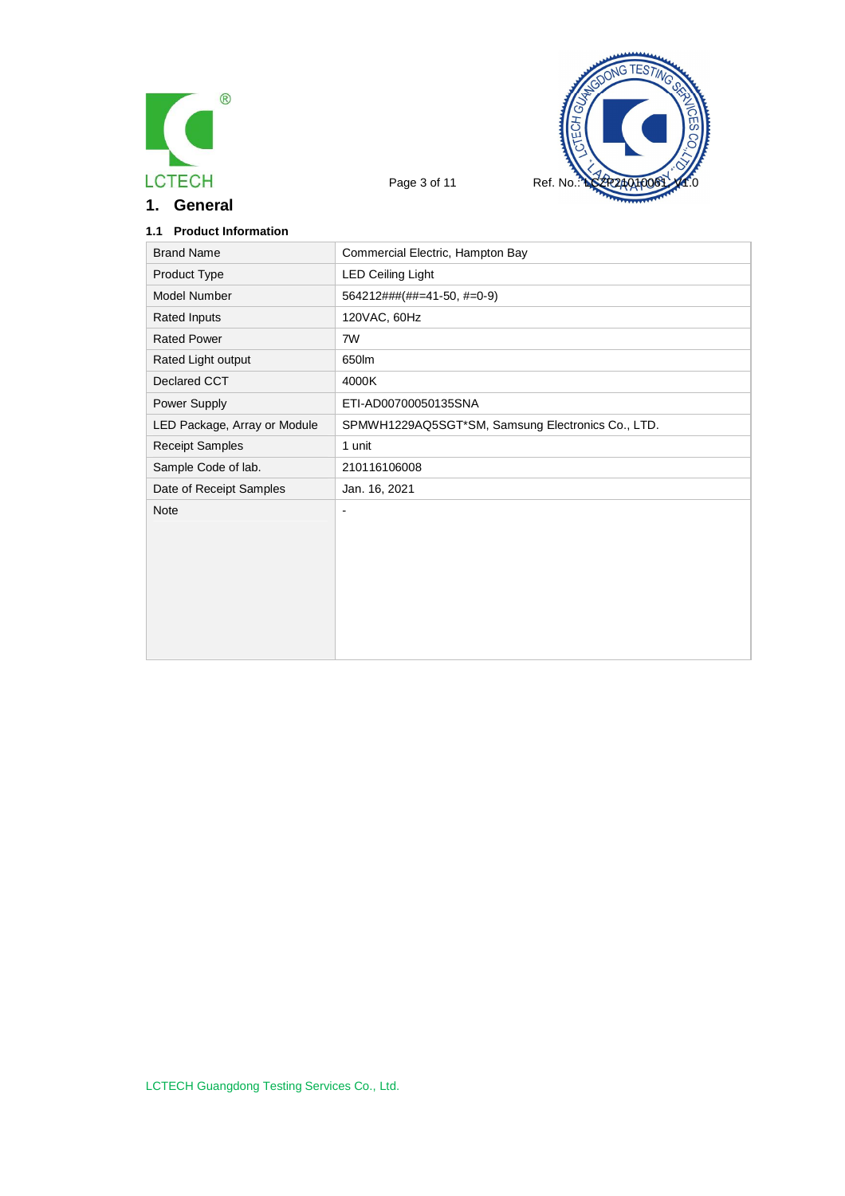# 1. General

### 1.1 Product Information

| Brand Name | Commercial Electric, Hampton Bay |
|---|---|
| Product Type | LED Ceiling Light |
| Model Number | 564212###(##=41-50, #=0-9) |
| Rated Inputs | 120VAC, 60Hz |
| Rated Power | 7W |
| Rated Light output | 650lm |
| Declared CCT | 4000K |
| Power Supply | ETI-AD00700050135SNA |
| LED Package, Array or Module | SPMWH1229AQ5SGT*SM, Samsung Electronics Co., LTD. |
| Receipt Samples | 1 unit |
| Sample Code of lab. | 210116106008 |
| Date of Receipt Samples | Jan. 16, 2021 |
| Note | - |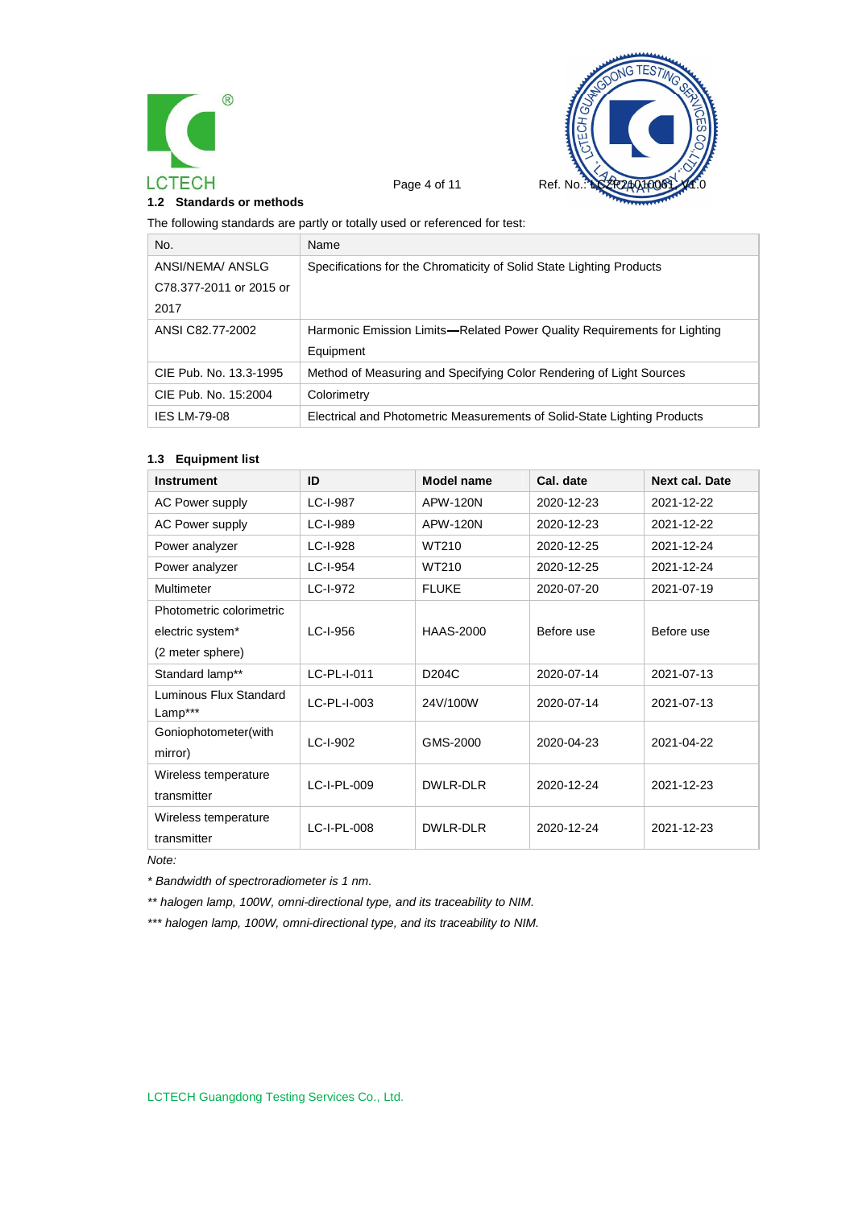## 1.2 Standards or methods

The following standards are partly or totally used or referenced for test:

| No. | Name |
|---|---|
| ANSI/NEMA/ ANSLG C78.377-2011 or 2015 or 2017 | Specifications for the Chromaticity of Solid State Lighting Products |
| ANSI C82.77-2002 | Harmonic Emission Limits—Related Power Quality Requirements for Lighting Equipment |
| CIE Pub. No. 13.3-1995 | Method of Measuring and Specifying Color Rendering of Light Sources |
| CIE Pub. No. 15:2004 | Colorimetry |
| IES LM-79-08 | Electrical and Photometric Measurements of Solid-State Lighting Products |

## 1.3 Equipment list

| Instrument | ID | Model name | Cal. date | Next cal. Date |
|---|---|---|---|---|
| AC Power supply | LC-I-987 | APW-120N | 2020-12-23 | 2021-12-22 |
| AC Power supply | LC-I-989 | APW-120N | 2020-12-23 | 2021-12-22 |
| Power analyzer | LC-I-928 | WT210 | 2020-12-25 | 2021-12-24 |
| Power analyzer | LC-I-954 | WT210 | 2020-12-25 | 2021-12-24 |
| Multimeter | LC-I-972 | FLUKE | 2020-07-20 | 2021-07-19 |
| Photometric colorimetric electric system* (2 meter sphere) | LC-I-956 | HAAS-2000 | Before use | Before use |
| Standard lamp** | LC-PL-I-011 | D204C | 2020-07-14 | 2021-07-13 |
| Luminous Flux Standard Lamp*** | LC-PL-I-003 | 24V/100W | 2020-07-14 | 2021-07-13 |
| Goniophotometer(with mirror) | LC-I-902 | GMS-2000 | 2020-04-23 | 2021-04-22 |
| Wireless temperature transmitter | LC-I-PL-009 | DWLR-DLR | 2020-12-24 | 2021-12-23 |
| Wireless temperature transmitter | LC-I-PL-008 | DWLR-DLR | 2020-12-24 | 2021-12-23 |

*Note:*

*\* Bandwidth of spectroradiometer is 1 nm.*

*\*\* halogen lamp, 100W, omni-directional type, and its traceability to NIM.*

*\*\*\* halogen lamp, 100W, omni-directional type, and its traceability to NIM.*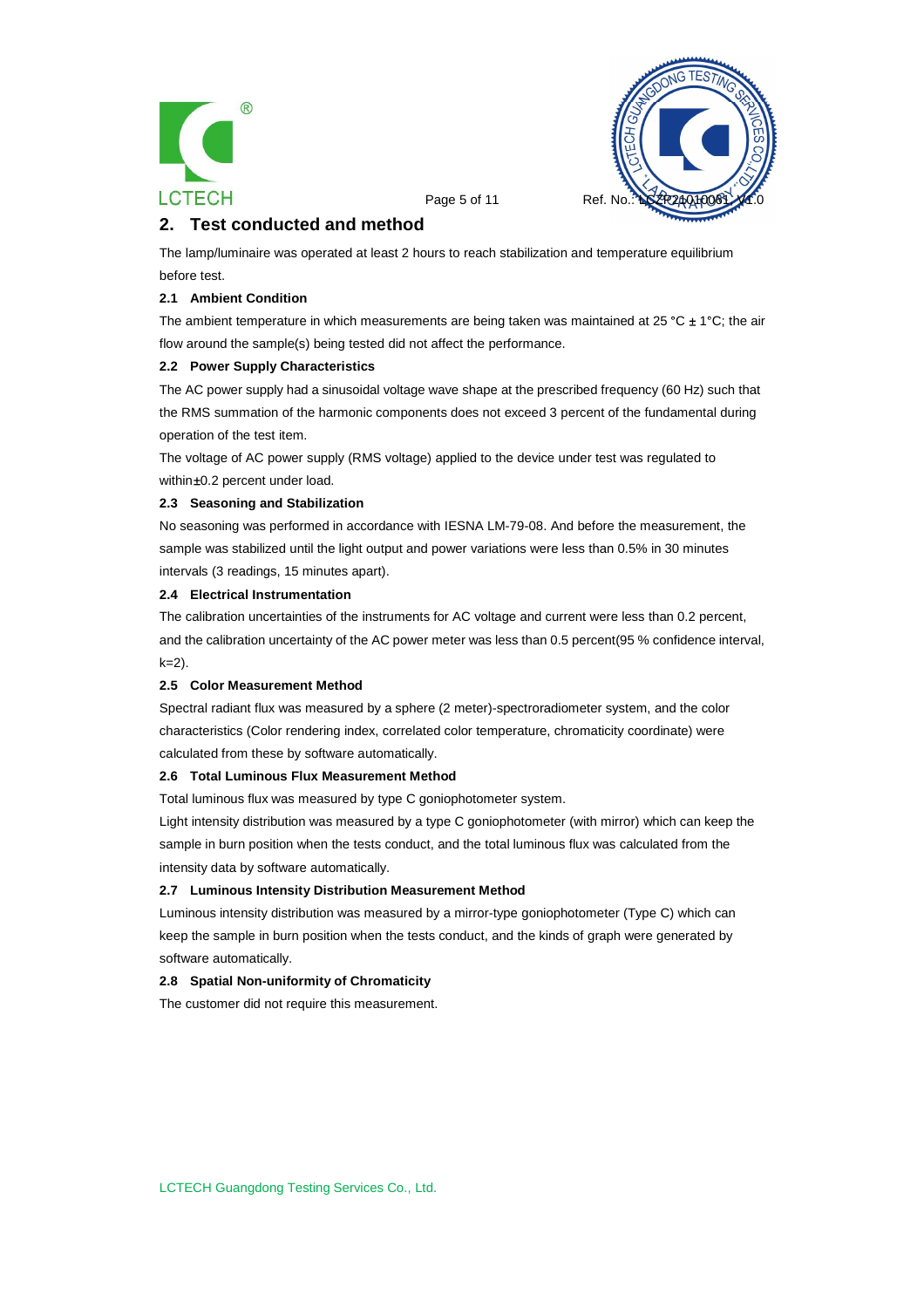## 2. Test conducted and method

The lamp/luminaire was operated at least 2 hours to reach stabilization and temperature equilibrium before test.

### 2.1 Ambient Condition

The ambient temperature in which measurements are being taken was maintained at 25 °C ± 1°C; the air flow around the sample(s) being tested did not affect the performance.

### 2.2 Power Supply Characteristics

The AC power supply had a sinusoidal voltage wave shape at the prescribed frequency (60 Hz) such that the RMS summation of the harmonic components does not exceed 3 percent of the fundamental during operation of the test item.

The voltage of AC power supply (RMS voltage) applied to the device under test was regulated to within±0.2 percent under load.

### 2.3 Seasoning and Stabilization

No seasoning was performed in accordance with IESNA LM-79-08. And before the measurement, the sample was stabilized until the light output and power variations were less than 0.5% in 30 minutes intervals (3 readings, 15 minutes apart).

### 2.4 Electrical Instrumentation

The calibration uncertainties of the instruments for AC voltage and current were less than 0.2 percent, and the calibration uncertainty of the AC power meter was less than 0.5 percent(95 % confidence interval, k=2).

### 2.5 Color Measurement Method

Spectral radiant flux was measured by a sphere (2 meter)-spectroradiometer system, and the color characteristics (Color rendering index, correlated color temperature, chromaticity coordinate) were calculated from these by software automatically.

### 2.6 Total Luminous Flux Measurement Method

Total luminous flux was measured by type C goniophotometer system.

Light intensity distribution was measured by a type C goniophotometer (with mirror) which can keep the sample in burn position when the tests conduct, and the total luminous flux was calculated from the intensity data by software automatically.

### 2.7 Luminous Intensity Distribution Measurement Method

Luminous intensity distribution was measured by a mirror-type goniophotometer (Type C) which can keep the sample in burn position when the tests conduct, and the kinds of graph were generated by software automatically.

### 2.8 Spatial Non-uniformity of Chromaticity

The customer did not require this measurement.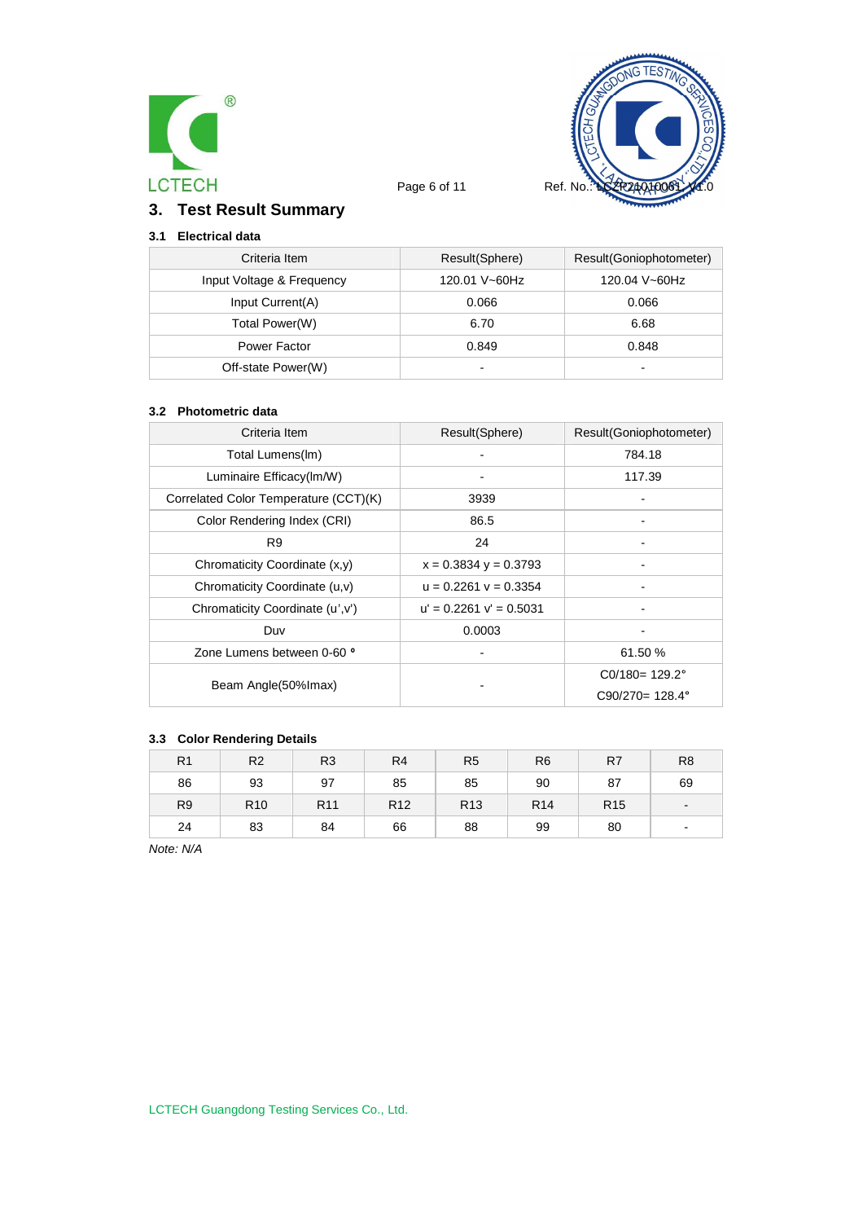## 3. Test Result Summary

### 3.1 Electrical data

| Criteria Item | Result(Sphere) | Result(Goniophotometer) |
|---|---|---|
| Input Voltage & Frequency | 120.01 V~60Hz | 120.04 V~60Hz |
| Input Current(A) | 0.066 | 0.066 |
| Total Power(W) | 6.70 | 6.68 |
| Power Factor | 0.849 | 0.848 |
| Off-state Power(W) | - | - |

### 3.2 Photometric data

| Criteria Item | Result(Sphere) | Result(Goniophotometer) |
|---|---|---|
| Total Lumens(lm) | - | 784.18 |
| Luminaire Efficacy(lm/W) | - | 117.39 |
| Correlated Color Temperature (CCT)(K) | 3939 | - |
| Color Rendering Index (CRI) | 86.5 | - |
| R9 | 24 | - |
| Chromaticity Coordinate (x,y) | x = 0.3834 y = 0.3793 | - |
| Chromaticity Coordinate (u,v) | u = 0.2261 v = 0.3354 | - |
| Chromaticity Coordinate (u',v') | u' = 0.2261 v' = 0.5031 | - |
| Duv | 0.0003 | - |
| Zone Lumens between 0-60 ° | - | 61.50 % |
| Beam Angle(50%Imax) | - | C0/180= 129.2° C90/270= 128.4° |

### 3.3 Color Rendering Details

| R1 | R2 | R3 | R4 | R5 | R6 | R7 | R8 |
|---|---|---|---|---|---|---|---|
| 86 | 93 | 97 | 85 | 85 | 90 | 87 | 69 |
| R9 | R10 | R11 | R12 | R13 | R14 | R15 | - |
| 24 | 83 | 84 | 66 | 88 | 99 | 80 | - |

*Note: N/A*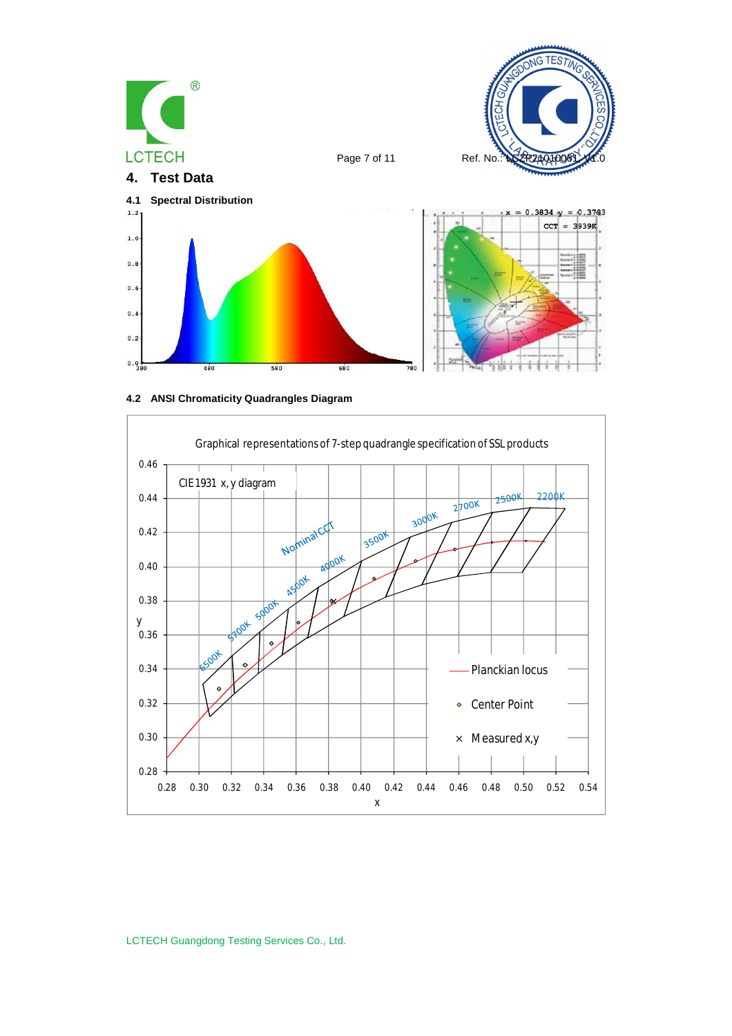## 4. Test Data

### 4.1 Spectral Distribution

x = 0.3834 y = 0.3793

CCT = 3939K

### 4.2 ANSI Chromaticity Quadrangles Diagram

Graphical representations of 7-step quadrangle specification of SSL products

CIE1931 x, y diagram

— Planckian locus

◇ Center Point

× Measured x,y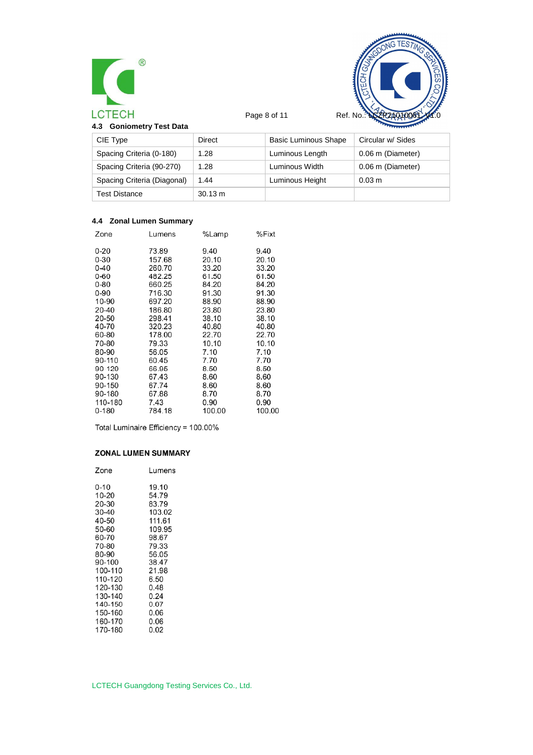## 4.3 Goniometry Test Data

| CIE Type | Direct | Basic Luminous Shape | Circular w/ Sides |
|---|---|---|---|
| Spacing Criteria (0-180) | 1.28 | Luminous Length | 0.06 m (Diameter) |
| Spacing Criteria (90-270) | 1.28 | Luminous Width | 0.06 m (Diameter) |
| Spacing Criteria (Diagonal) | 1.44 | Luminous Height | 0.03 m |
| Test Distance | 30.13 m | | |

## 4.4 Zonal Lumen Summary

| Zone | Lumens | %Lamp | %Fixt |
|---|---|---|---|
| 0-20 | 73.89 | 9.40 | 9.40 |
| 0-30 | 157.68 | 20.10 | 20.10 |
| 0-40 | 260.70 | 33.20 | 33.20 |
| 0-60 | 482.25 | 61.50 | 61.50 |
| 0-80 | 660.25 | 84.20 | 84.20 |
| 0-90 | 716.30 | 91.30 | 91.30 |
| 10-90 | 697.20 | 88.90 | 88.90 |
| 20-40 | 186.80 | 23.80 | 23.80 |
| 20-50 | 298.41 | 38.10 | 38.10 |
| 40-70 | 320.23 | 40.80 | 40.80 |
| 60-80 | 178.00 | 22.70 | 22.70 |
| 70-80 | 79.33 | 10.10 | 10.10 |
| 80-90 | 56.05 | 7.10 | 7.10 |
| 90-110 | 60.45 | 7.70 | 7.70 |
| 90 120 | 66.95 | 8.50 | 8.50 |
| 90-130 | 67.43 | 8.60 | 8.60 |
| 90-150 | 67.74 | 8.60 | 8.60 |
| 90-180 | 67.88 | 8.70 | 8.70 |
| 110-180 | 7.43 | 0.90 | 0.90 |
| 0-180 | 784.18 | 100.00 | 100.00 |

Total Luminaire Efficiency = 100.00%

### ZONAL LUMEN SUMMARY

| Zone | Lumens |
|---|---|
| 0-10 | 19.10 |
| 10-20 | 54.79 |
| 20-30 | 83.79 |
| 30-40 | 103.02 |
| 40-50 | 111.61 |
| 50-60 | 109.95 |
| 60-70 | 98.67 |
| 70-80 | 79.33 |
| 80-90 | 56.05 |
| 90-100 | 38.47 |
| 100-110 | 21.98 |
| 110-120 | 6.50 |
| 120-130 | 0.48 |
| 130-140 | 0.24 |
| 140-150 | 0.07 |
| 150-160 | 0.06 |
| 160-170 | 0.06 |
| 170-180 | 0.02 |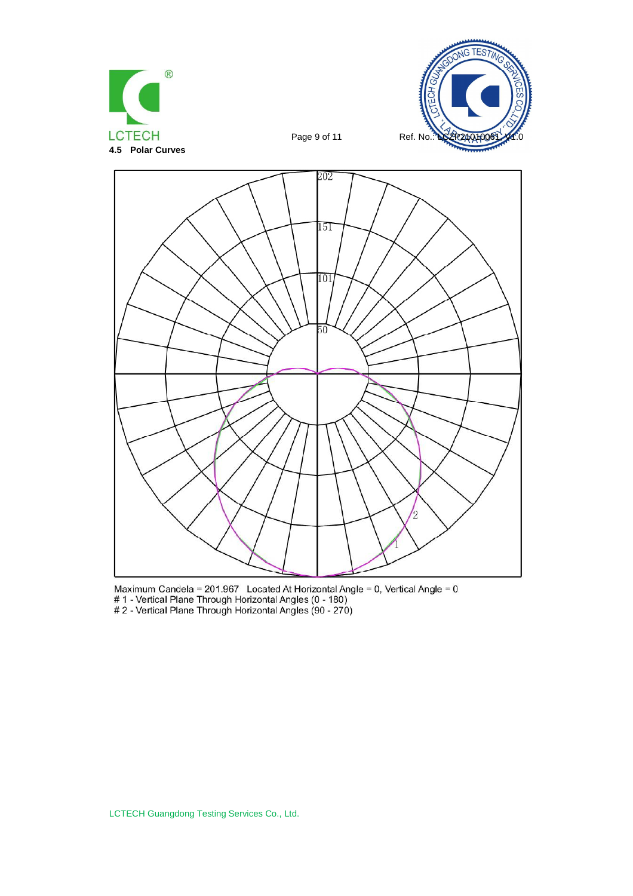## 4.5 Polar Curves

Maximum Candela = 201.967 Located At Horizontal Angle = 0, Vertical Angle = 0

# 1 - Vertical Plane Through Horizontal Angles (0 - 180)

# 2 - Vertical Plane Through Horizontal Angles (90 - 270)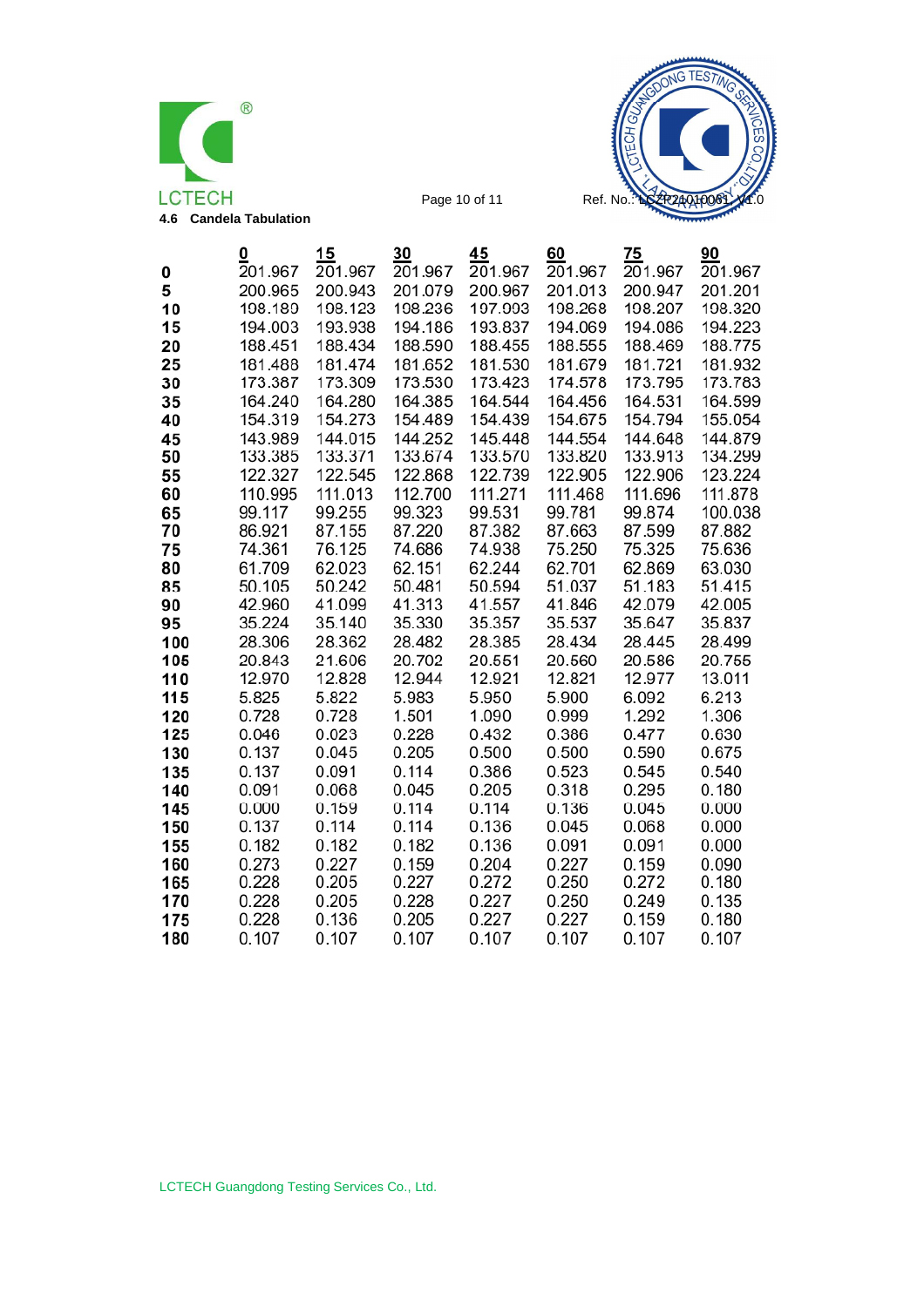### 4.6 Candela Tabulation

| | 0 | 15 | 30 | 45 | 60 | 75 | 90 |
|---|---|---|---|---|---|---|---|
| **0** | 201.967 | 201.967 | 201.967 | 201.967 | 201.967 | 201.967 | 201.967 |
| **5** | 200.965 | 200.943 | 201.079 | 200.967 | 201.013 | 200.947 | 201.201 |
| **10** | 198.180 | 198.123 | 198.236 | 197.993 | 198.268 | 198.207 | 198.320 |
| **15** | 194.003 | 193.938 | 194.186 | 193.837 | 194.069 | 194.086 | 194.223 |
| **20** | 188.451 | 188.434 | 188.590 | 188.455 | 188.555 | 188.469 | 188.775 |
| **25** | 181.488 | 181.474 | 181.652 | 181.530 | 181.679 | 181.721 | 181.932 |
| **30** | 173.387 | 173.309 | 173.530 | 173.423 | 174.578 | 173.795 | 173.783 |
| **35** | 164.240 | 164.280 | 164.385 | 164.544 | 164.456 | 164.531 | 164.599 |
| **40** | 154.319 | 154.273 | 154.489 | 154.439 | 154.675 | 154.794 | 155.054 |
| **45** | 143.989 | 144.015 | 144.252 | 145.448 | 144.554 | 144.648 | 144.879 |
| **50** | 133.385 | 133.371 | 133.674 | 133.570 | 133.820 | 133.913 | 134.299 |
| **55** | 122.327 | 122.545 | 122.868 | 122.739 | 122.905 | 122.906 | 123.224 |
| **60** | 110.995 | 111.013 | 112.700 | 111.271 | 111.468 | 111.696 | 111.878 |
| **65** | 99.117 | 99.255 | 99.323 | 99.531 | 99.781 | 99.874 | 100.038 |
| **70** | 86.921 | 87.155 | 87.220 | 87.382 | 87.663 | 87.599 | 87.882 |
| **75** | 74.361 | 76.125 | 74.686 | 74.938 | 75.250 | 75.325 | 75.636 |
| **80** | 61.709 | 62.023 | 62.151 | 62.244 | 62.701 | 62.869 | 63.030 |
| **85** | 50.105 | 50.242 | 50.481 | 50.594 | 51.037 | 51.183 | 51.415 |
| **90** | 42.960 | 41.099 | 41.313 | 41.557 | 41.846 | 42.079 | 42.005 |
| **95** | 35.224 | 35.140 | 35.330 | 35.357 | 35.537 | 35.647 | 35.837 |
| **100** | 28.306 | 28.362 | 28.482 | 28.385 | 28.434 | 28.445 | 28.499 |
| **105** | 20.843 | 21.606 | 20.702 | 20.551 | 20.560 | 20.586 | 20.755 |
| **110** | 12.970 | 12.828 | 12.944 | 12.921 | 12.821 | 12.977 | 13.011 |
| **115** | 5.825 | 5.822 | 5.983 | 5.950 | 5.900 | 6.092 | 6.213 |
| **120** | 0.728 | 0.728 | 1.501 | 1.090 | 0.999 | 1.292 | 1.306 |
| **125** | 0.046 | 0.023 | 0.228 | 0.432 | 0.386 | 0.477 | 0.630 |
| **130** | 0.137 | 0.045 | 0.205 | 0.500 | 0.500 | 0.590 | 0.675 |
| **135** | 0.137 | 0.091 | 0.114 | 0.386 | 0.523 | 0.545 | 0.540 |
| **140** | 0.091 | 0.068 | 0.045 | 0.205 | 0.318 | 0.295 | 0.180 |
| **145** | 0.000 | 0.159 | 0.114 | 0.114 | 0.136 | 0.045 | 0.000 |
| **150** | 0.137 | 0.114 | 0.114 | 0.136 | 0.045 | 0.068 | 0.000 |
| **155** | 0.182 | 0.182 | 0.182 | 0.136 | 0.091 | 0.091 | 0.000 |
| **160** | 0.273 | 0.227 | 0.159 | 0.204 | 0.227 | 0.159 | 0.090 |
| **165** | 0.228 | 0.205 | 0.227 | 0.272 | 0.250 | 0.272 | 0.180 |
| **170** | 0.228 | 0.205 | 0.228 | 0.227 | 0.250 | 0.249 | 0.135 |
| **175** | 0.228 | 0.136 | 0.205 | 0.227 | 0.227 | 0.159 | 0.180 |
| **180** | 0.107 | 0.107 | 0.107 | 0.107 | 0.107 | 0.107 | 0.107 |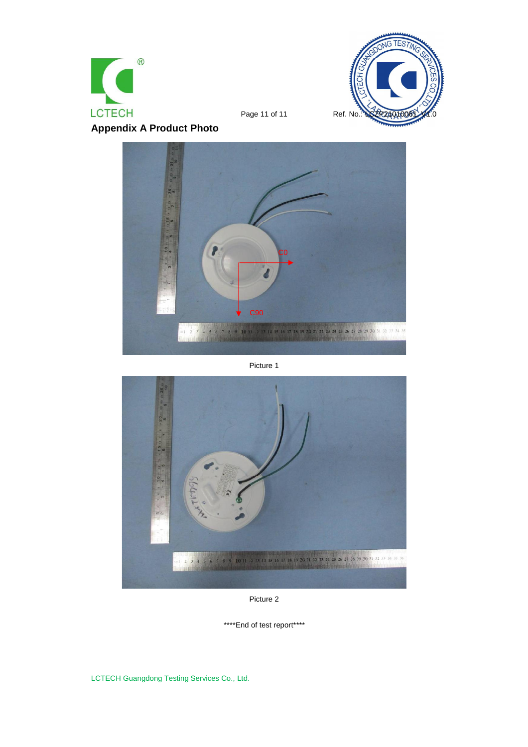## Appendix A Product Photo

C0

C90

Picture 1

Picture 2

****End of test report****